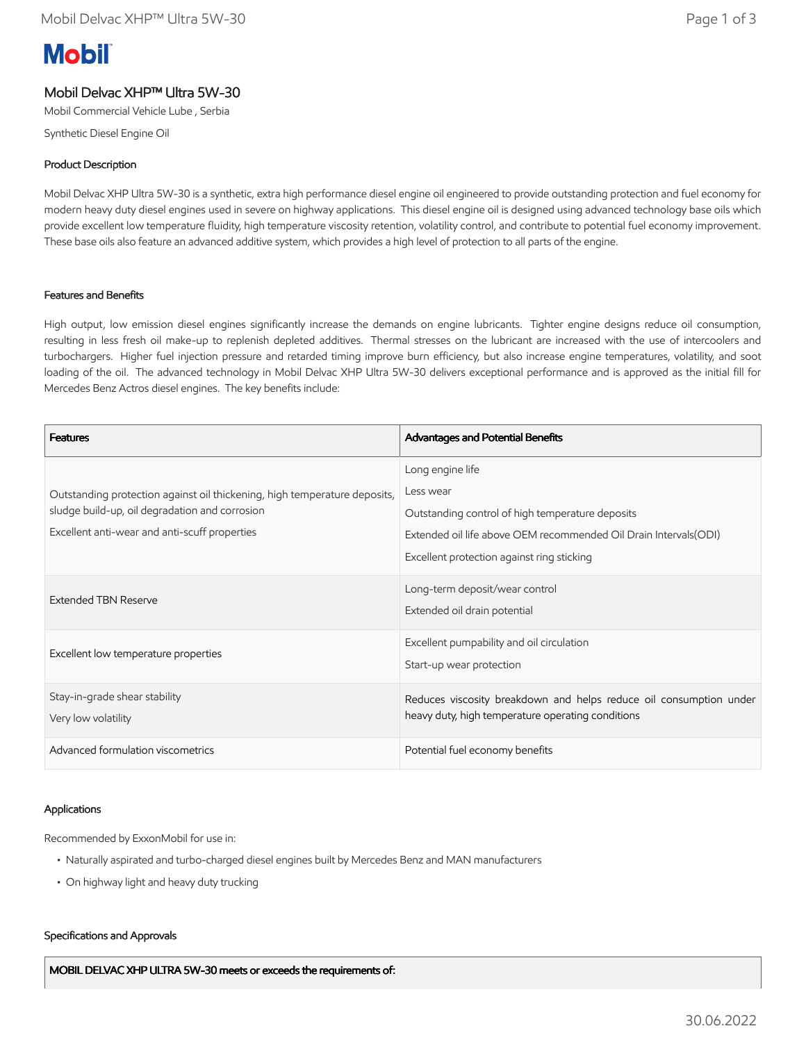# Mobil Delvac XHP™ Ultra 5W-30

Mobil Commercial Vehicle Lube , Serbia

Synthetic Diesel Engine Oil

## Product Description

Mobil Delvac XHP Ultra 5W-30 is a synthetic, extra high performance diesel engine oil engineered to provide outstanding protection and fuel economy for modern heavy duty diesel engines used in severe on highway applications. This diesel engine oil is designed using advanced technology base oils which provide excellent low temperature fluidity, high temperature viscosity retention, volatility control, and contribute to potential fuel economy improvement. These base oils also feature an advanced additive system, which provides a high level of protection to all parts of the engine.

## Features and Benefits

High output, low emission diesel engines significantly increase the demands on engine lubricants. Tighter engine designs reduce oil consumption, resulting in less fresh oil make-up to replenish depleted additives. Thermal stresses on the lubricant are increased with the use of intercoolers and turbochargers. Higher fuel injection pressure and retarded timing improve burn efficiency, but also increase engine temperatures, volatility, and soot loading of the oil. The advanced technology in Mobil Delvac XHP Ultra 5W-30 delivers exceptional performance and is approved as the initial fill for Mercedes Benz Actros diesel engines. The key benefits include:

| Features | Advantages and Potential Benefits |
|---|---|
| Outstanding protection against oil thickening, high temperature deposits, sludge build-up, oil degradation and corrosion<br>Excellent anti-wear and anti-scuff properties | Long engine life<br>Less wear<br>Outstanding control of high temperature deposits<br>Extended oil life above OEM recommended Oil Drain Intervals(ODI)<br>Excellent protection against ring sticking |
| Extended TBN Reserve | Long-term deposit/wear control<br>Extended oil drain potential |
| Excellent low temperature properties | Excellent pumpability and oil circulation<br>Start-up wear protection |
| Stay-in-grade shear stability<br>Very low volatility | Reduces viscosity breakdown and helps reduce oil consumption under heavy duty, high temperature operating conditions |
| Advanced formulation viscometrics | Potential fuel economy benefits |

## Applications

Recommended by ExxonMobil for use in:

- Naturally aspirated and turbo-charged diesel engines built by Mercedes Benz and MAN manufacturers
- On highway light and heavy duty trucking

## Specifications and Approvals

| MOBIL DELVAC XHP ULTRA 5W-30 meets or exceeds the requirements of: |
|---|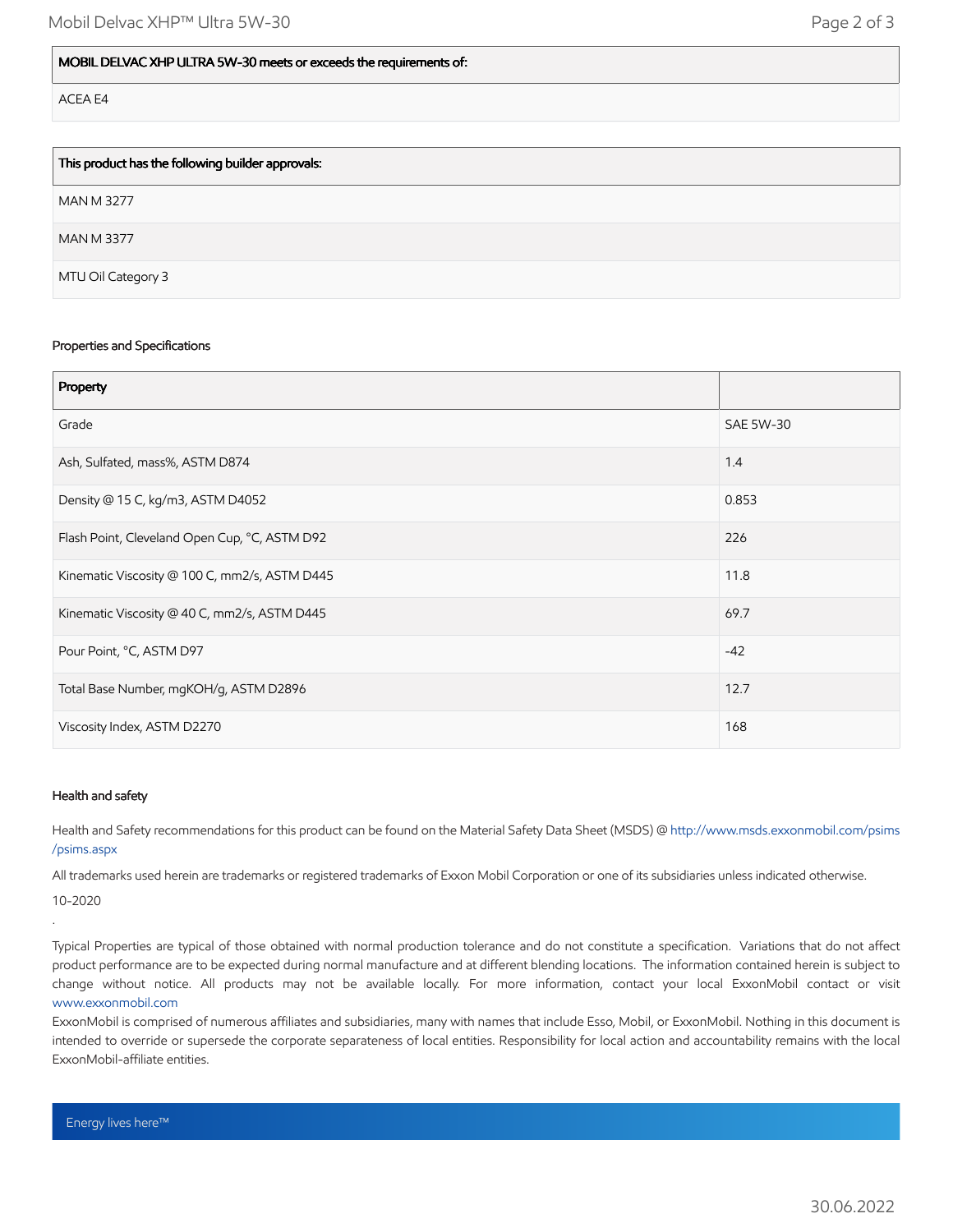| MOBIL DELVAC XHP ULTRA 5W-30 meets or exceeds the requirements of: |
| --- |
| ACEA E4 |

| This product has the following builder approvals: |
| --- |
| MAN M 3277 |
| MAN M 3377 |
| MTU Oil Category 3 |

### Properties and Specifications

| Property | |
| --- | --- |
| Grade | SAE 5W-30 |
| Ash, Sulfated, mass%, ASTM D874 | 1.4 |
| Density @ 15 C, kg/m3, ASTM D4052 | 0.853 |
| Flash Point, Cleveland Open Cup, °C, ASTM D92 | 226 |
| Kinematic Viscosity @ 100 C, mm2/s, ASTM D445 | 11.8 |
| Kinematic Viscosity @ 40 C, mm2/s, ASTM D445 | 69.7 |
| Pour Point, °C, ASTM D97 | -42 |
| Total Base Number, mgKOH/g, ASTM D2896 | 12.7 |
| Viscosity Index, ASTM D2270 | 168 |

### Health and safety

Health and Safety recommendations for this product can be found on the Material Safety Data Sheet (MSDS) @ http://www.msds.exxonmobil.com/psims/psims.aspx

All trademarks used herein are trademarks or registered trademarks of Exxon Mobil Corporation or one of its subsidiaries unless indicated otherwise.

10-2020

.

Typical Properties are typical of those obtained with normal production tolerance and do not constitute a specification. Variations that do not affect product performance are to be expected during normal manufacture and at different blending locations. The information contained herein is subject to change without notice. All products may not be available locally. For more information, contact your local ExxonMobil contact or visit www.exxonmobil.com

ExxonMobil is comprised of numerous affiliates and subsidiaries, many with names that include Esso, Mobil, or ExxonMobil. Nothing in this document is intended to override or supersede the corporate separateness of local entities. Responsibility for local action and accountability remains with the local ExxonMobil-affiliate entities.

Energy lives here™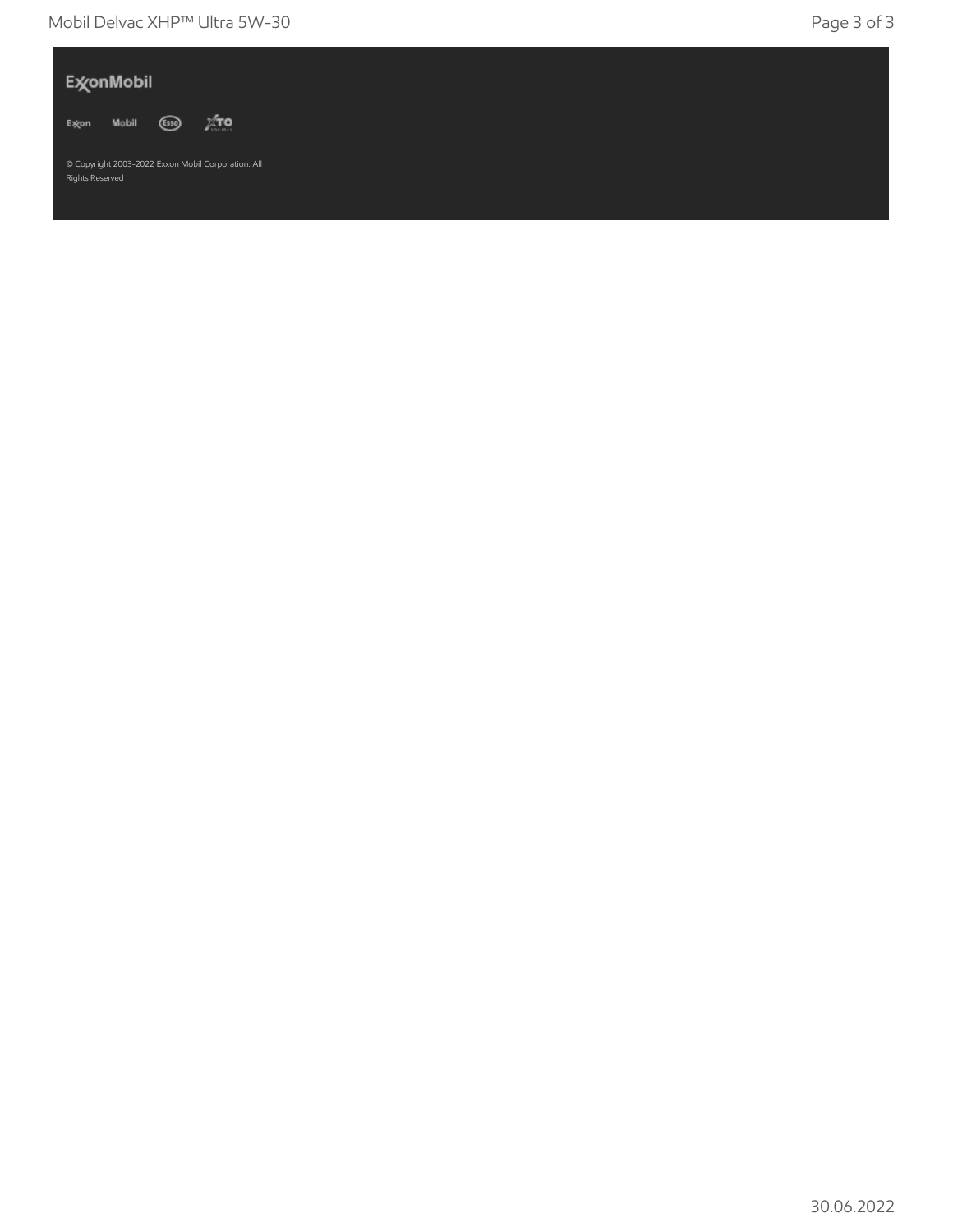ExxonMobil

Exxon Mobil Esso XTO

© Copyright 2003-2022 Exxon Mobil Corporation. All Rights Reserved